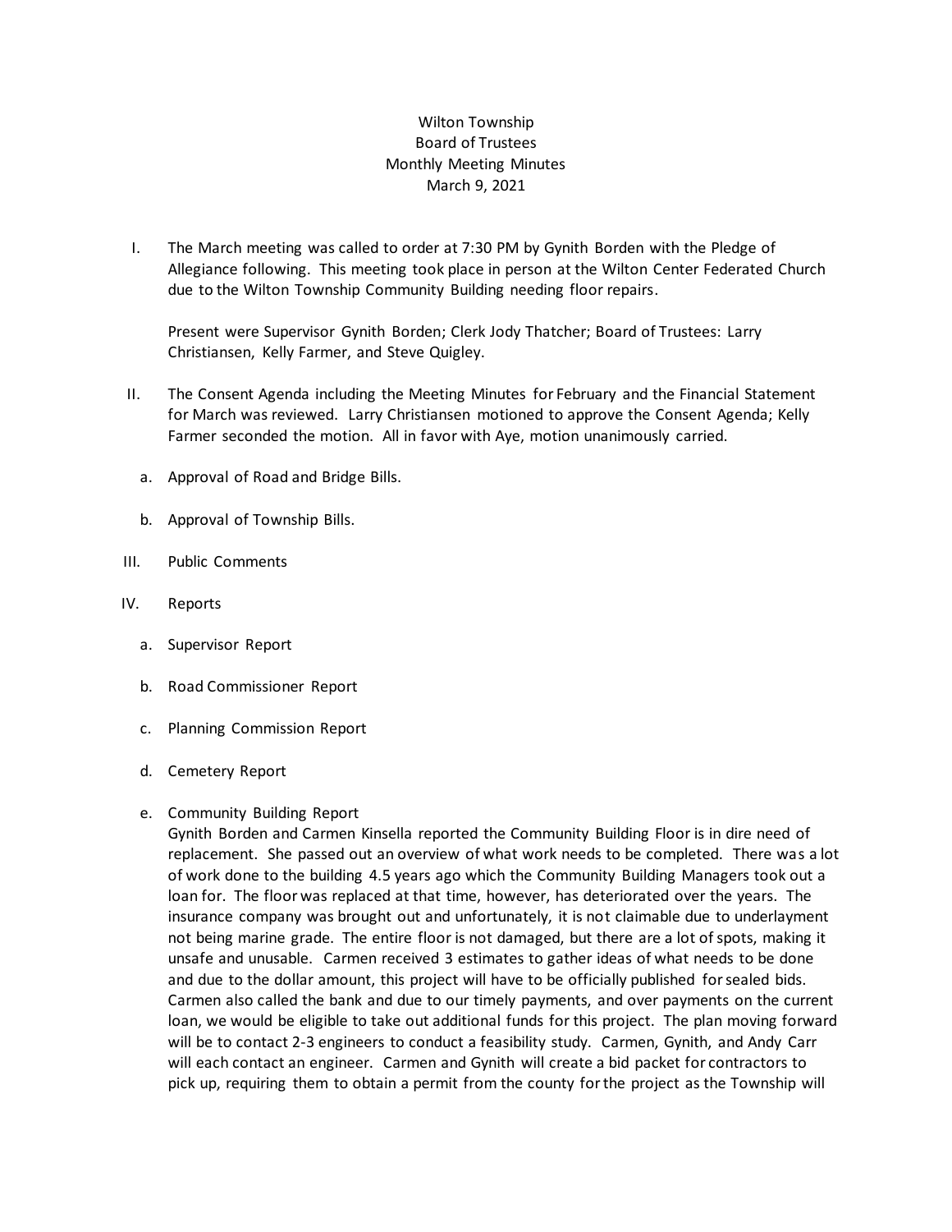Wilton Township
Board of Trustees
Monthly Meeting Minutes
March 9, 2021

I. The March meeting was called to order at 7:30 PM by Gynith Borden with the Pledge of Allegiance following. This meeting took place in person at the Wilton Center Federated Church due to the Wilton Township Community Building needing floor repairs.

   Present were Supervisor Gynith Borden; Clerk Jody Thatcher; Board of Trustees: Larry Christiansen, Kelly Farmer, and Steve Quigley.

II. The Consent Agenda including the Meeting Minutes for February and the Financial Statement for March was reviewed. Larry Christiansen motioned to approve the Consent Agenda; Kelly Farmer seconded the motion. All in favor with Aye, motion unanimously carried.

   a. Approval of Road and Bridge Bills.

   b. Approval of Township Bills.

III. Public Comments

IV. Reports

   a. Supervisor Report

   b. Road Commissioner Report

   c. Planning Commission Report

   d. Cemetery Report

   e. Community Building Report
   Gynith Borden and Carmen Kinsella reported the Community Building Floor is in dire need of replacement. She passed out an overview of what work needs to be completed. There was a lot of work done to the building 4.5 years ago which the Community Building Managers took out a loan for. The floor was replaced at that time, however, has deteriorated over the years. The insurance company was brought out and unfortunately, it is not claimable due to underlayment not being marine grade. The entire floor is not damaged, but there are a lot of spots, making it unsafe and unusable. Carmen received 3 estimates to gather ideas of what needs to be done and due to the dollar amount, this project will have to be officially published for sealed bids. Carmen also called the bank and due to our timely payments, and over payments on the current loan, we would be eligible to take out additional funds for this project. The plan moving forward will be to contact 2-3 engineers to conduct a feasibility study. Carmen, Gynith, and Andy Carr will each contact an engineer. Carmen and Gynith will create a bid packet for contractors to pick up, requiring them to obtain a permit from the county for the project as the Township will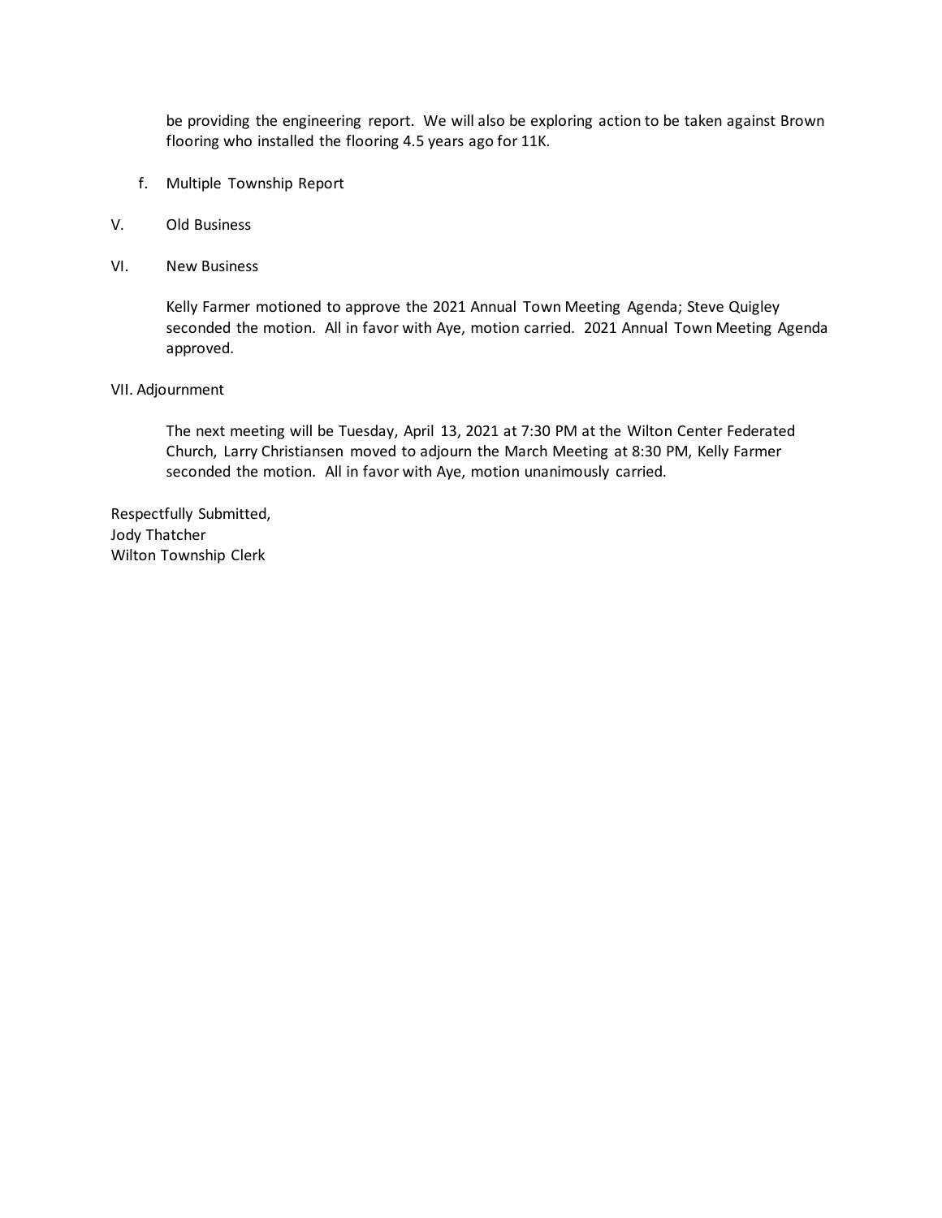be providing the engineering report. We will also be exploring action to be taken against Brown flooring who installed the flooring 4.5 years ago for 11K.

f. Multiple Township Report

V. Old Business

VI. New Business

Kelly Farmer motioned to approve the 2021 Annual Town Meeting Agenda; Steve Quigley seconded the motion. All in favor with Aye, motion carried. 2021 Annual Town Meeting Agenda approved.

VII. Adjournment

The next meeting will be Tuesday, April 13, 2021 at 7:30 PM at the Wilton Center Federated Church, Larry Christiansen moved to adjourn the March Meeting at 8:30 PM, Kelly Farmer seconded the motion. All in favor with Aye, motion unanimously carried.

Respectfully Submitted,
Jody Thatcher
Wilton Township Clerk